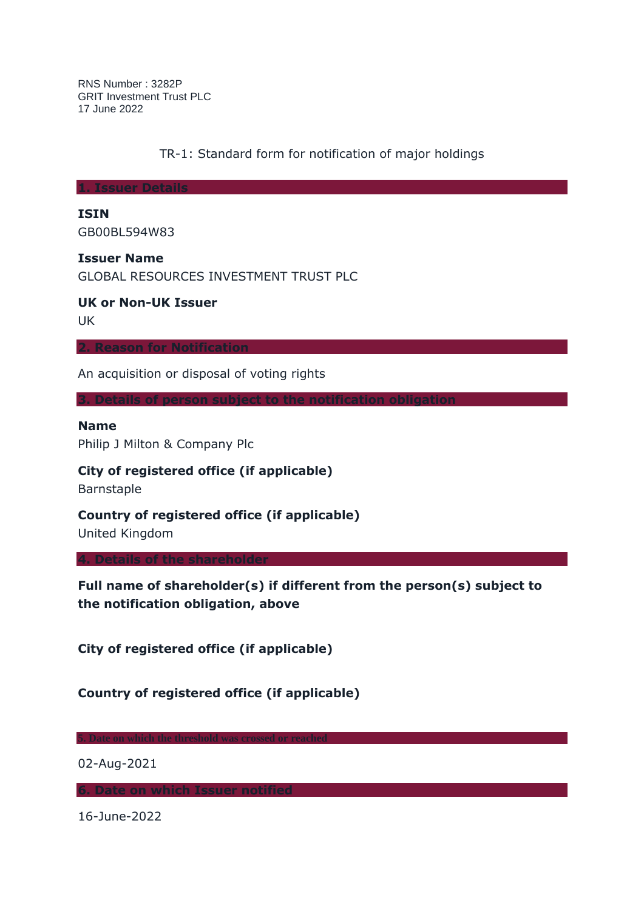RNS Number : 3282P
GRIT Investment Trust PLC
17 June 2022

TR-1: Standard form for notification of major holdings

## 1. Issuer Details

**ISIN**

GB00BL594W83

**Issuer Name**

GLOBAL RESOURCES INVESTMENT TRUST PLC

**UK or Non-UK Issuer**

UK

## 2. Reason for Notification

An acquisition or disposal of voting rights

## 3. Details of person subject to the notification obligation

**Name**

Philip J Milton & Company Plc

**City of registered office (if applicable)**

Barnstaple

**Country of registered office (if applicable)**

United Kingdom

## 4. Details of the shareholder

**Full name of shareholder(s) if different from the person(s) subject to the notification obligation, above**

**City of registered office (if applicable)**

**Country of registered office (if applicable)**

## 5. Date on which the threshold was crossed or reached

02-Aug-2021

## 6. Date on which Issuer notified

16-June-2022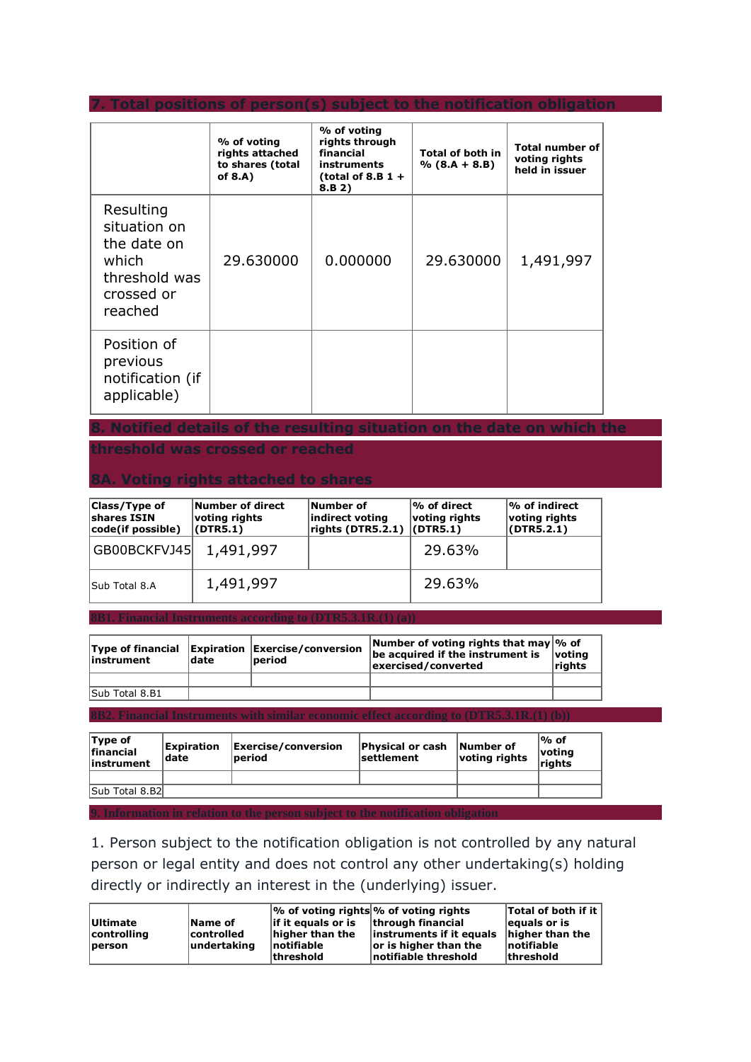## 7. Total positions of person(s) subject to the notification obligation

| | % of voting rights attached to shares (total of 8.A) | % of voting rights through financial instruments (total of 8.B 1 + 8.B 2) | Total of both in % (8.A + 8.B) | Total number of voting rights held in issuer |
|---|---|---|---|---|
| Resulting situation on the date on which threshold was crossed or reached | 29.630000 | 0.000000 | 29.630000 | 1,491,997 |
| Position of previous notification (if applicable) | | | | |

## 8. Notified details of the resulting situation on the date on which the threshold was crossed or reached

### 8A. Voting rights attached to shares

| Class/Type of shares ISIN code(if possible) | Number of direct voting rights (DTR5.1) | Number of indirect voting rights (DTR5.2.1) | % of direct voting rights (DTR5.1) | % of indirect voting rights (DTR5.2.1) |
|---|---|---|---|---|
| GB00BCKFVJ45 | 1,491,997 | | 29.63% | |
| Sub Total 8.A | 1,491,997 | | 29.63% | |

### 8B1. Financial Instruments according to (DTR5.3.1R.(1) (a))

| Type of financial instrument | Expiration date | Exercise/conversion period | Number of voting rights that may be acquired if the instrument is exercised/converted | % of voting rights |
|---|---|---|---|---|
| | | | | |
| Sub Total 8.B1 | | | | |

### 8B2. Financial Instruments with similar economic effect according to (DTR5.3.1R.(1) (b))

| Type of financial instrument | Expiration date | Exercise/conversion period | Physical or cash settlement | Number of voting rights | % of voting rights |
|---|---|---|---|---|---|
| | | | | | |
| Sub Total 8.B2 | | | | | |

## 9. Information in relation to the person subject to the notification obligation

1. Person subject to the notification obligation is not controlled by any natural person or legal entity and does not control any other undertaking(s) holding directly or indirectly an interest in the (underlying) issuer.

| Ultimate controlling person | Name of controlled undertaking | % of voting rights if it equals or is higher than the notifiable threshold | % of voting rights through financial instruments if it equals or is higher than the notifiable threshold | Total of both if it equals or is higher than the notifiable threshold |
|---|---|---|---|---|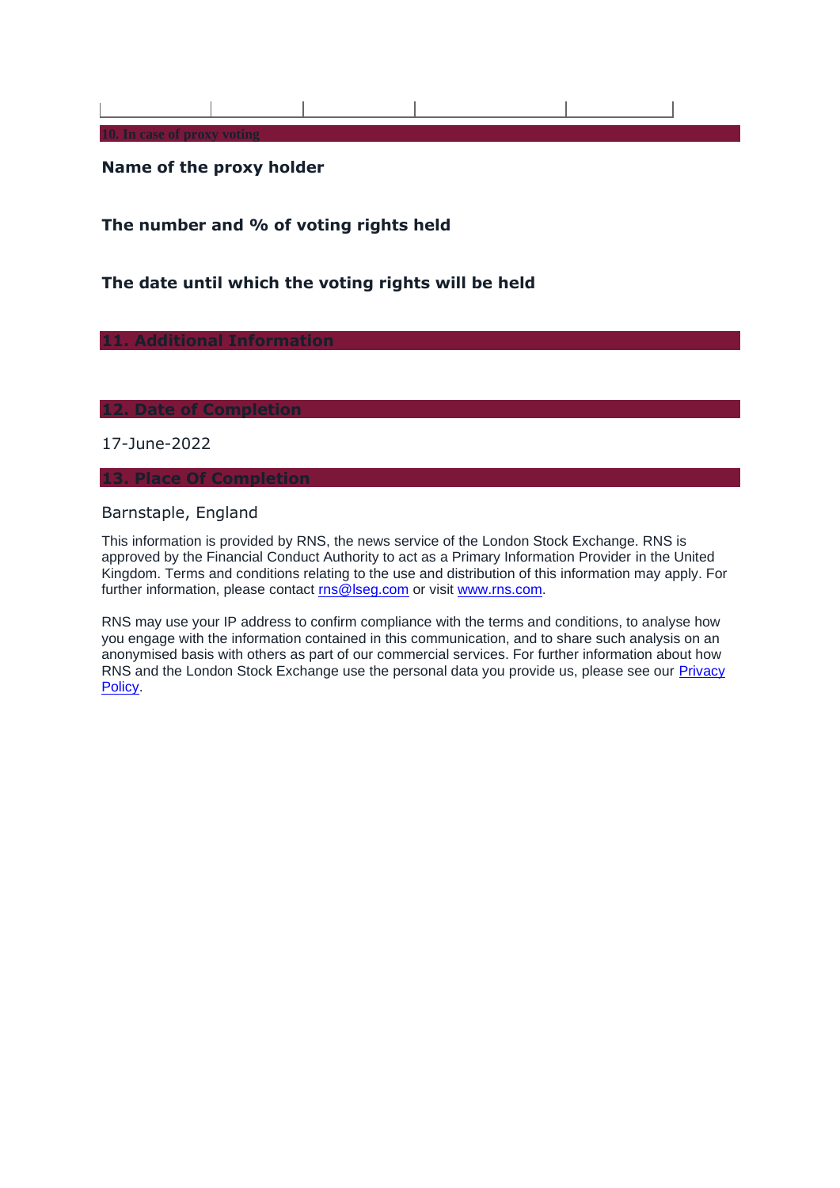| | | | | |
|---|---|---|---|---|
| | | | | |

## 10. In case of proxy voting

**Name of the proxy holder**

**The number and % of voting rights held**

**The date until which the voting rights will be held**

## 11. Additional Information

## 12. Date of Completion

17-June-2022

## 13. Place Of Completion

Barnstaple, England

This information is provided by RNS, the news service of the London Stock Exchange. RNS is approved by the Financial Conduct Authority to act as a Primary Information Provider in the United Kingdom. Terms and conditions relating to the use and distribution of this information may apply. For further information, please contact rns@lseg.com or visit www.rns.com.

RNS may use your IP address to confirm compliance with the terms and conditions, to analyse how you engage with the information contained in this communication, and to share such analysis on an anonymised basis with others as part of our commercial services. For further information about how RNS and the London Stock Exchange use the personal data you provide us, please see our Privacy Policy.